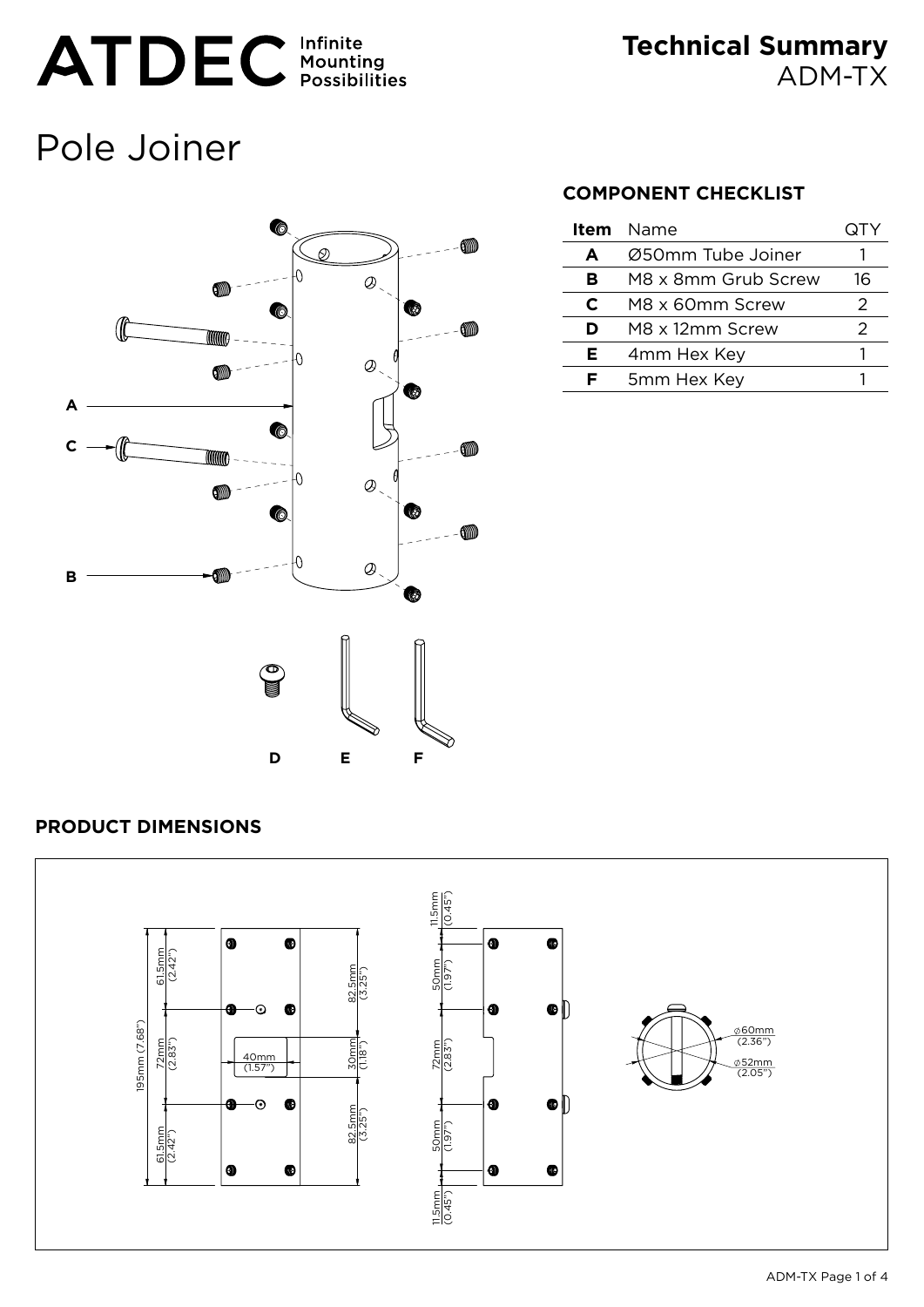# Technical Summary
ADM-TX

# Pole Joiner

A

C

B

D E F

## COMPONENT CHECKLIST

| Item | Name | QTY |
|---|---|---|
| A | Ø50mm Tube Joiner | 1 |
| B | M8 x 8mm Grub Screw | 16 |
| C | M8 x 60mm Screw | 2 |
| D | M8 x 12mm Screw | 2 |
| E | 4mm Hex Key | 1 |
| F | 5mm Hex Key | 1 |

## PRODUCT DIMENSIONS

195mm (7.68")

61.5mm (2.42")

72mm (2.83")

61.5mm (2.42")

40mm (1.57")

82.5mm (3.25")

30mm (1.18")

82.5mm (3.25")

11.5mm (0.45")

50mm (1.97")

72mm (2.83")

50mm (1.97")

11.5mm (0.45")

⌀60mm (2.36")

⌀52mm (2.05")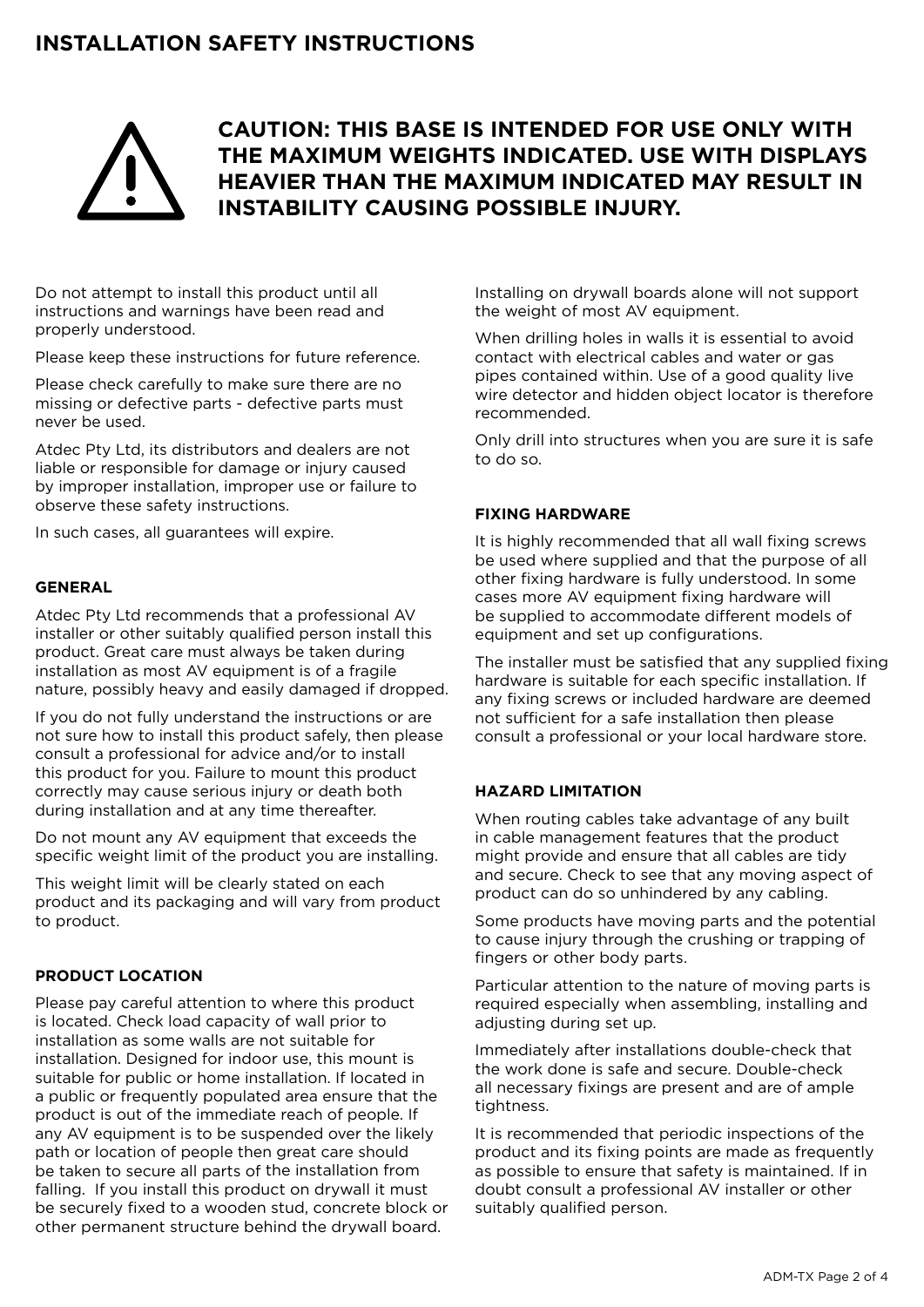# INSTALLATION SAFETY INSTRUCTIONS

**CAUTION: THIS BASE IS INTENDED FOR USE ONLY WITH THE MAXIMUM WEIGHTS INDICATED. USE WITH DISPLAYS HEAVIER THAN THE MAXIMUM INDICATED MAY RESULT IN INSTABILITY CAUSING POSSIBLE INJURY.**

Do not attempt to install this product until all instructions and warnings have been read and properly understood.

Please keep these instructions for future reference.

Please check carefully to make sure there are no missing or defective parts - defective parts must never be used.

Atdec Pty Ltd, its distributors and dealers are not liable or responsible for damage or injury caused by improper installation, improper use or failure to observe these safety instructions.

In such cases, all guarantees will expire.

### GENERAL

Atdec Pty Ltd recommends that a professional AV installer or other suitably qualified person install this product. Great care must always be taken during installation as most AV equipment is of a fragile nature, possibly heavy and easily damaged if dropped.

If you do not fully understand the instructions or are not sure how to install this product safely, then please consult a professional for advice and/or to install this product for you. Failure to mount this product correctly may cause serious injury or death both during installation and at any time thereafter.

Do not mount any AV equipment that exceeds the specific weight limit of the product you are installing.

This weight limit will be clearly stated on each product and its packaging and will vary from product to product.

### PRODUCT LOCATION

Please pay careful attention to where this product is located. Check load capacity of wall prior to installation as some walls are not suitable for installation. Designed for indoor use, this mount is suitable for public or home installation. If located in a public or frequently populated area ensure that the product is out of the immediate reach of people. If any AV equipment is to be suspended over the likely path or location of people then great care should be taken to secure all parts of the installation from falling. If you install this product on drywall it must be securely fixed to a wooden stud, concrete block or other permanent structure behind the drywall board.

Installing on drywall boards alone will not support the weight of most AV equipment.

When drilling holes in walls it is essential to avoid contact with electrical cables and water or gas pipes contained within. Use of a good quality live wire detector and hidden object locator is therefore recommended.

Only drill into structures when you are sure it is safe to do so.

### FIXING HARDWARE

It is highly recommended that all wall fixing screws be used where supplied and that the purpose of all other fixing hardware is fully understood. In some cases more AV equipment fixing hardware will be supplied to accommodate different models of equipment and set up configurations.

The installer must be satisfied that any supplied fixing hardware is suitable for each specific installation. If any fixing screws or included hardware are deemed not sufficient for a safe installation then please consult a professional or your local hardware store.

### HAZARD LIMITATION

When routing cables take advantage of any built in cable management features that the product might provide and ensure that all cables are tidy and secure. Check to see that any moving aspect of product can do so unhindered by any cabling.

Some products have moving parts and the potential to cause injury through the crushing or trapping of fingers or other body parts.

Particular attention to the nature of moving parts is required especially when assembling, installing and adjusting during set up.

Immediately after installations double-check that the work done is safe and secure. Double-check all necessary fixings are present and are of ample tightness.

It is recommended that periodic inspections of the product and its fixing points are made as frequently as possible to ensure that safety is maintained. If in doubt consult a professional AV installer or other suitably qualified person.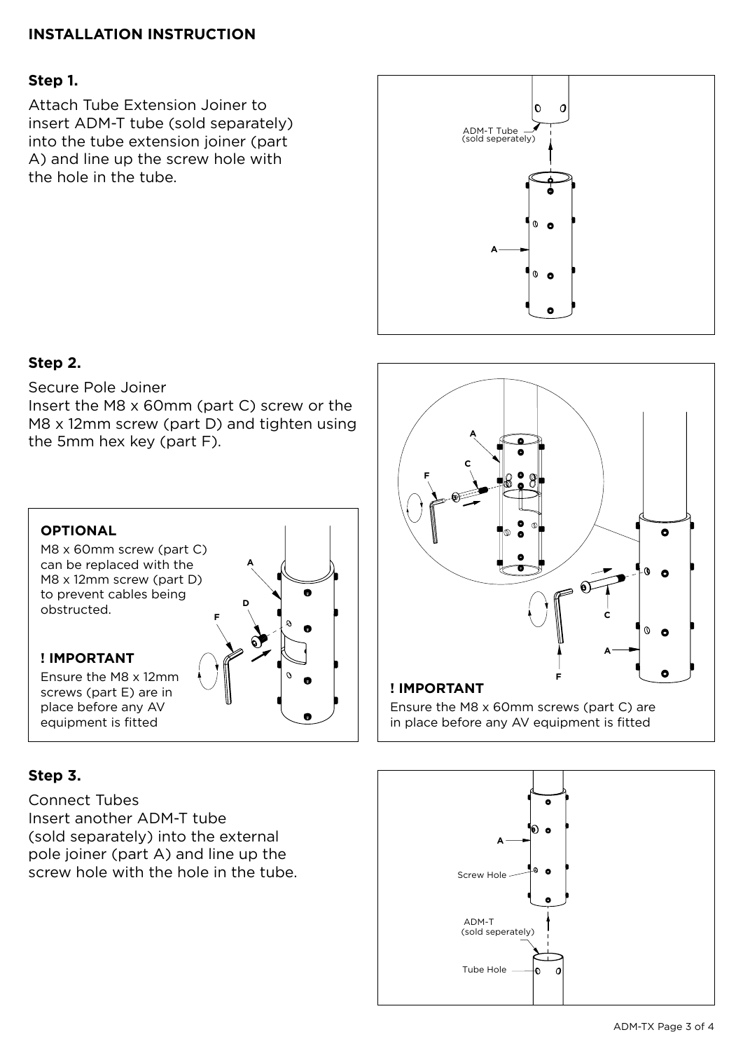## INSTALLATION INSTRUCTION

### Step 1.

Attach Tube Extension Joiner to insert ADM-T tube (sold separately) into the tube extension joiner (part A) and line up the screw hole with the hole in the tube.

ADM-T Tube (sold seperately)

A

### Step 2.

Secure Pole Joiner
Insert the M8 x 60mm (part C) screw or the M8 x 12mm screw (part D) and tighten using the 5mm hex key (part F).

**OPTIONAL**

M8 x 60mm screw (part C) can be replaced with the M8 x 12mm screw (part D) to prevent cables being obstructed.

**! IMPORTANT**

Ensure the M8 x 12mm screws (part E) are in place before any AV equipment is fitted

**! IMPORTANT**

Ensure the M8 x 60mm screws (part C) are in place before any AV equipment is fitted

### Step 3.

Connect Tubes
Insert another ADM-T tube (sold separately) into the external pole joiner (part A) and line up the screw hole with the hole in the tube.

A

Screw Hole

ADM-T (sold seperately)

Tube Hole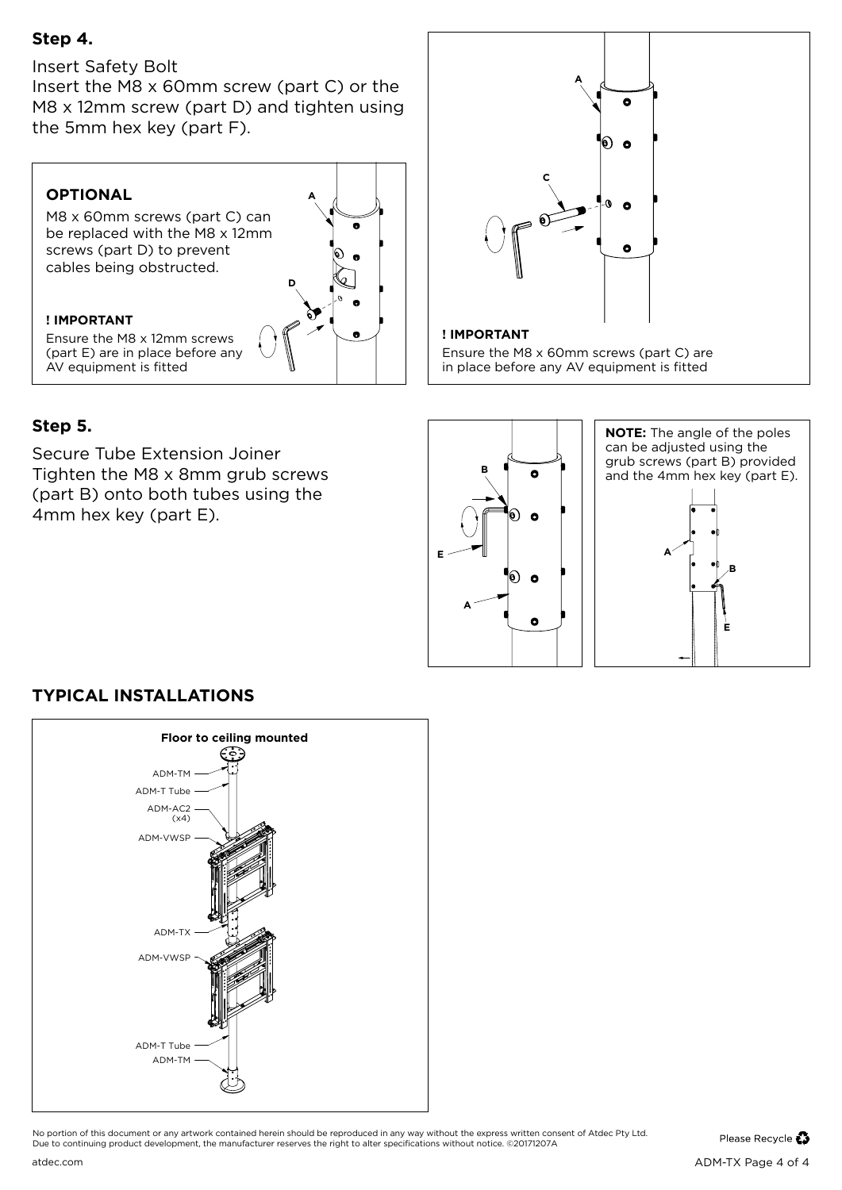## Step 4.

Insert Safety Bolt
Insert the M8 x 60mm screw (part C) or the M8 x 12mm screw (part D) and tighten using the 5mm hex key (part F).

**OPTIONAL**

M8 x 60mm screws (part C) can be replaced with the M8 x 12mm screws (part D) to prevent cables being obstructed.

**! IMPORTANT**

Ensure the M8 x 12mm screws (part E) are in place before any AV equipment is fitted

A

D

A

C

**! IMPORTANT**

Ensure the M8 x 60mm screws (part C) are in place before any AV equipment is fitted

## Step 5.

Secure Tube Extension Joiner
Tighten the M8 x 8mm grub screws (part B) onto both tubes using the 4mm hex key (part E).

B

E

A

**NOTE:** The angle of the poles can be adjusted using the grub screws (part B) provided and the 4mm hex key (part E).

A

B

E

## TYPICAL INSTALLATIONS

**Floor to ceiling mounted**

ADM-TM

ADM-T Tube

ADM-AC2 (x4)

ADM-VWSP

ADM-TX

ADM-VWSP

ADM-T Tube

ADM-TM

No portion of this document or any artwork contained herein should be reproduced in any way without the express written consent of Atdec Pty Ltd. Due to continuing product development, the manufacturer reserves the right to alter specifications without notice. ©20171207A

Please Recycle

atdec.com